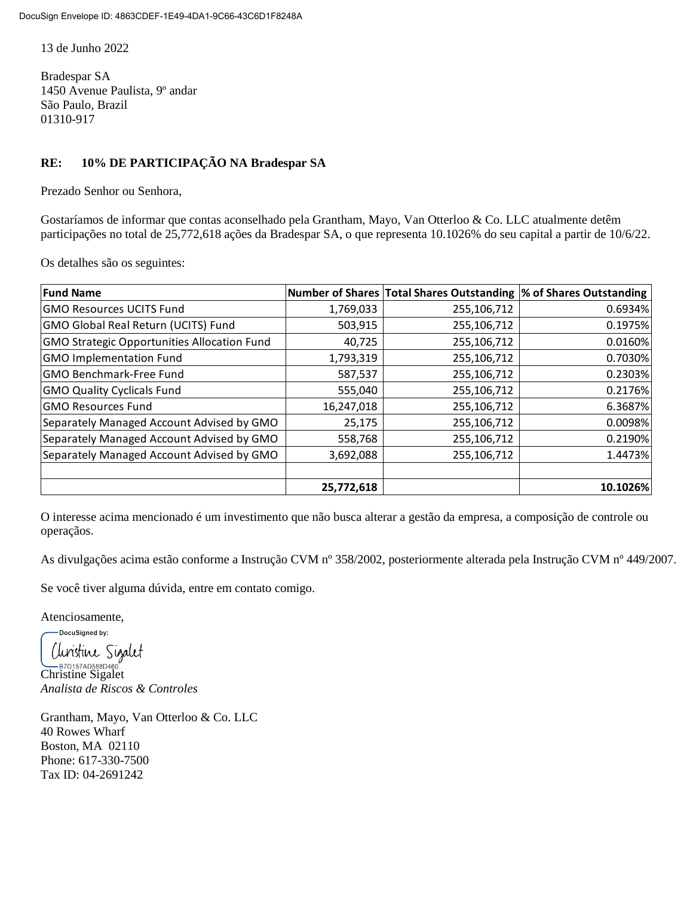13 de Junho 2022

Bradespar SA
1450 Avenue Paulista, 9º andar
São Paulo, Brazil
01310-917

**RE: 10% DE PARTICIPAÇÃO NA Bradespar SA**

Prezado Senhor ou Senhora,

Gostaríamos de informar que contas aconselhado pela Grantham, Mayo, Van Otterloo & Co. LLC atualmente detêm participações no total de 25,772,618 ações da Bradespar SA, o que representa 10.1026% do seu capital a partir de 10/6/22.

Os detalhes são os seguintes:

| Fund Name | Number of Shares | Total Shares Outstanding | % of Shares Outstanding |
|---|---|---|---|
| GMO Resources UCITS Fund | 1,769,033 | 255,106,712 | 0.6934% |
| GMO Global Real Return (UCITS) Fund | 503,915 | 255,106,712 | 0.1975% |
| GMO Strategic Opportunities Allocation Fund | 40,725 | 255,106,712 | 0.0160% |
| GMO Implementation Fund | 1,793,319 | 255,106,712 | 0.7030% |
| GMO Benchmark-Free Fund | 587,537 | 255,106,712 | 0.2303% |
| GMO Quality Cyclicals Fund | 555,040 | 255,106,712 | 0.2176% |
| GMO Resources Fund | 16,247,018 | 255,106,712 | 6.3687% |
| Separately Managed Account Advised by GMO | 25,175 | 255,106,712 | 0.0098% |
| Separately Managed Account Advised by GMO | 558,768 | 255,106,712 | 0.2190% |
| Separately Managed Account Advised by GMO | 3,692,088 | 255,106,712 | 1.4473% |
| | | | |
| | **25,772,618** | | **10.1026%** |

O interesse acima mencionado é um investimento que não busca alterar a gestão da empresa, a composição de controle ou operações.

As divulgações acima estão conforme a Instrução CVM nº 358/2002, posteriormente alterada pela Instrução CVM nº 449/2007.

Se você tiver alguma dúvida, entre em contato comigo.

Atenciosamente,

DocuSigned by:
Christine Sigalet
B7D157AD588D460

Christine Sigalet
*Analista de Riscos & Controles*

Grantham, Mayo, Van Otterloo & Co. LLC
40 Rowes Wharf
Boston, MA 02110
Phone: 617-330-7500
Tax ID: 04-2691242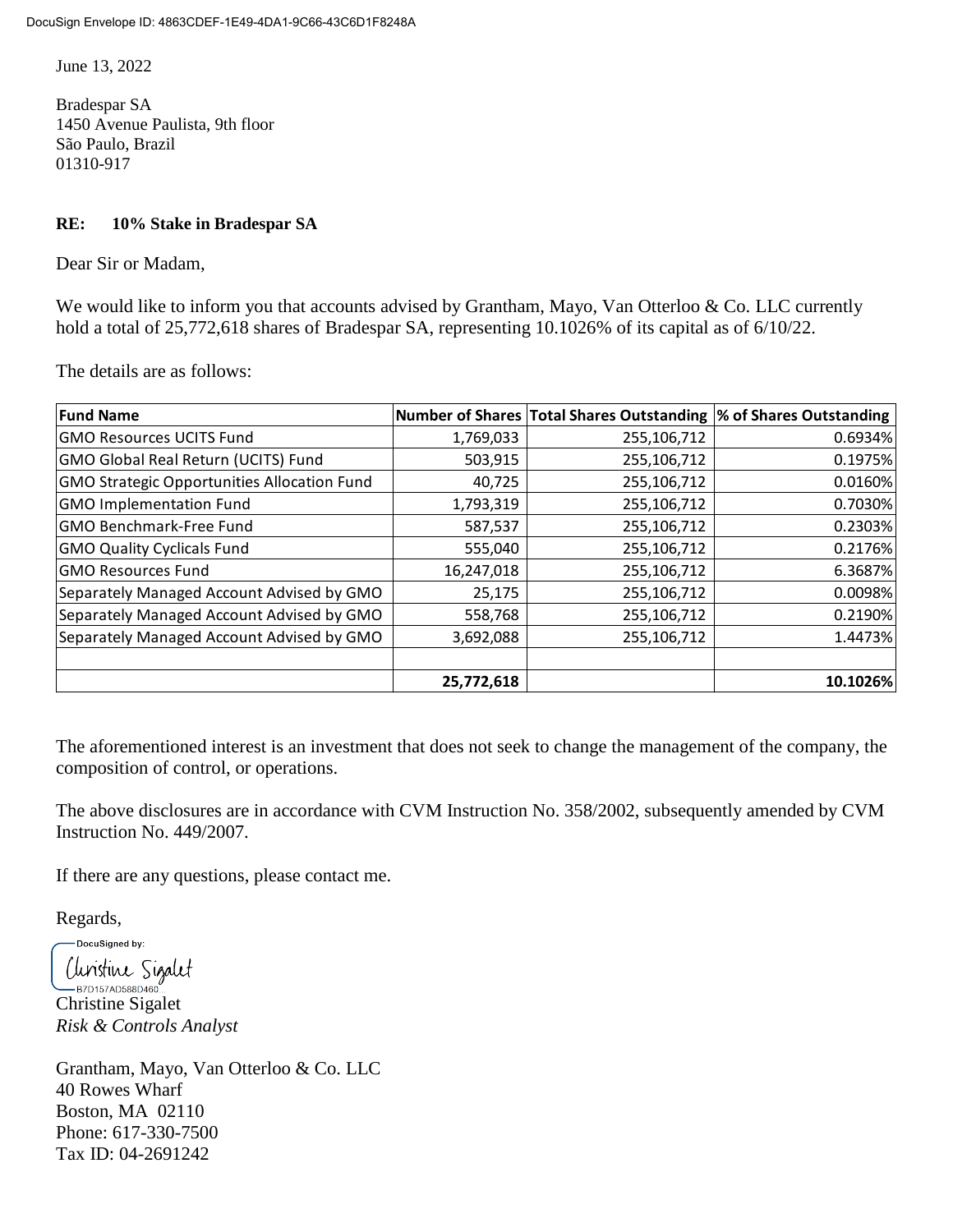June 13, 2022

Bradespar SA
1450 Avenue Paulista, 9th floor
São Paulo, Brazil
01310-917

**RE: 10% Stake in Bradespar SA**

Dear Sir or Madam,

We would like to inform you that accounts advised by Grantham, Mayo, Van Otterloo & Co. LLC currently hold a total of 25,772,618 shares of Bradespar SA, representing 10.1026% of its capital as of 6/10/22.

The details are as follows:

| Fund Name | Number of Shares | Total Shares Outstanding | % of Shares Outstanding |
|---|---|---|---|
| GMO Resources UCITS Fund | 1,769,033 | 255,106,712 | 0.6934% |
| GMO Global Real Return (UCITS) Fund | 503,915 | 255,106,712 | 0.1975% |
| GMO Strategic Opportunities Allocation Fund | 40,725 | 255,106,712 | 0.0160% |
| GMO Implementation Fund | 1,793,319 | 255,106,712 | 0.7030% |
| GMO Benchmark-Free Fund | 587,537 | 255,106,712 | 0.2303% |
| GMO Quality Cyclicals Fund | 555,040 | 255,106,712 | 0.2176% |
| GMO Resources Fund | 16,247,018 | 255,106,712 | 6.3687% |
| Separately Managed Account Advised by GMO | 25,175 | 255,106,712 | 0.0098% |
| Separately Managed Account Advised by GMO | 558,768 | 255,106,712 | 0.2190% |
| Separately Managed Account Advised by GMO | 3,692,088 | 255,106,712 | 1.4473% |
| | | | |
| | **25,772,618** | | **10.1026%** |

The aforementioned interest is an investment that does not seek to change the management of the company, the composition of control, or operations.

The above disclosures are in accordance with CVM Instruction No. 358/2002, subsequently amended by CVM Instruction No. 449/2007.

If there are any questions, please contact me.

Regards,

DocuSigned by:
Christine Sigalet
B7D157AD588D460...

Christine Sigalet
*Risk & Controls Analyst*

Grantham, Mayo, Van Otterloo & Co. LLC
40 Rowes Wharf
Boston, MA 02110
Phone: 617-330-7500
Tax ID: 04-2691242